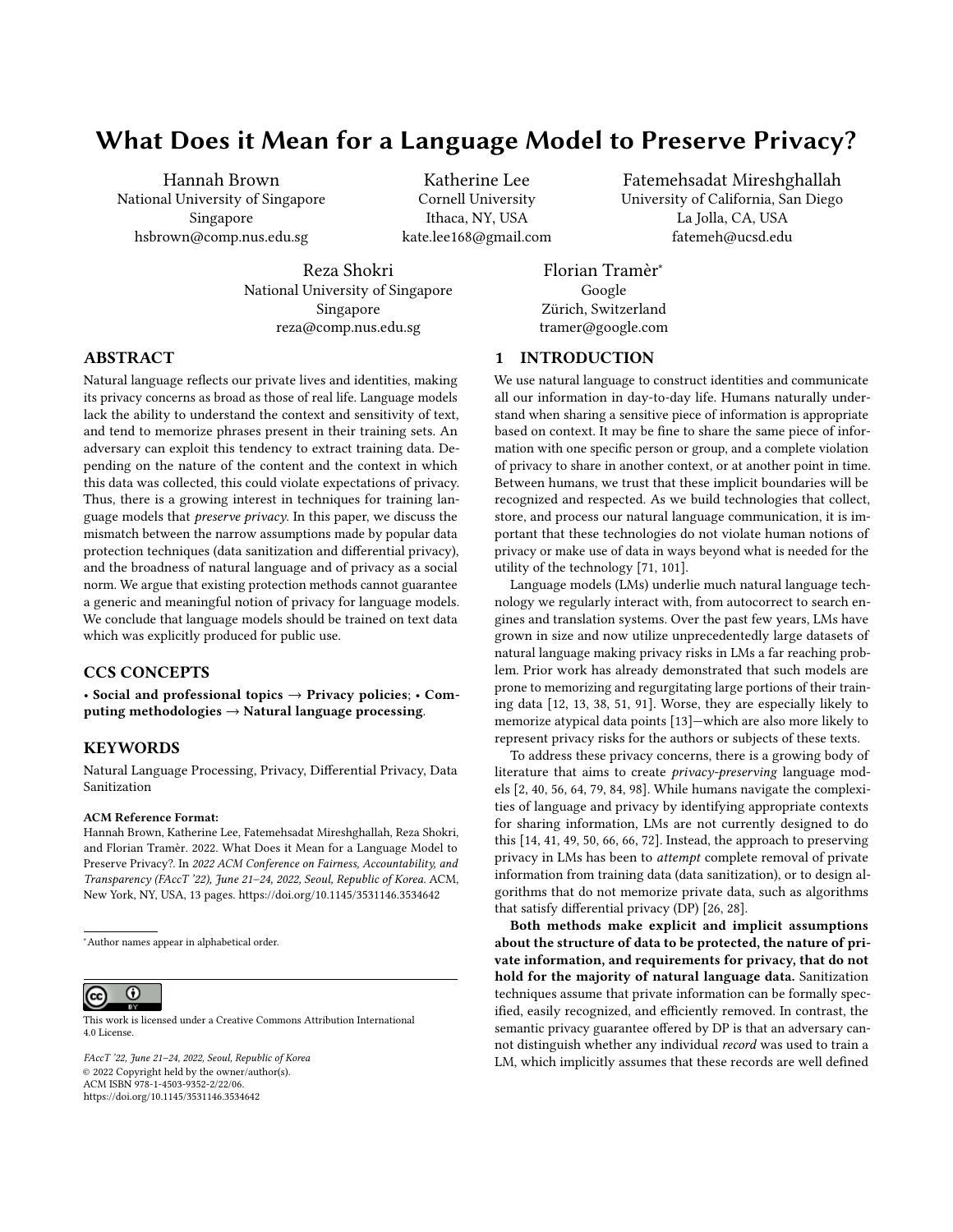# What Does it Mean for a Language Model to Preserve Privacy?

Hannah Brown
National University of Singapore
Singapore
hsbrown@comp.nus.edu.sg

Katherine Lee
Cornell University
Ithaca, NY, USA
kate.lee168@gmail.com

Fatemehsadat Mireshghallah
University of California, San Diego
La Jolla, CA, USA
fatemeh@ucsd.edu

Reza Shokri
National University of Singapore
Singapore
reza@comp.nus.edu.sg

Florian Tramèr*
Google
Zürich, Switzerland
tramer@google.com

## ABSTRACT

Natural language reflects our private lives and identities, making its privacy concerns as broad as those of real life. Language models lack the ability to understand the context and sensitivity of text, and tend to memorize phrases present in their training sets. An adversary can exploit this tendency to extract training data. Depending on the nature of the content and the context in which this data was collected, this could violate expectations of privacy. Thus, there is a growing interest in techniques for training language models that *preserve privacy*. In this paper, we discuss the mismatch between the narrow assumptions made by popular data protection techniques (data sanitization and differential privacy), and the broadness of natural language and of privacy as a social norm. We argue that existing protection methods cannot guarantee a generic and meaningful notion of privacy for language models. We conclude that language models should be trained on text data which was explicitly produced for public use.

## CCS CONCEPTS

• **Social and professional topics** → **Privacy policies**; • **Computing methodologies** → **Natural language processing**.

## KEYWORDS

Natural Language Processing, Privacy, Differential Privacy, Data Sanitization

**ACM Reference Format:**
Hannah Brown, Katherine Lee, Fatemehsadat Mireshghallah, Reza Shokri, and Florian Tramèr. 2022. What Does it Mean for a Language Model to Preserve Privacy?. In *2022 ACM Conference on Fairness, Accountability, and Transparency (FAccT '22), June 21–24, 2022, Seoul, Republic of Korea.* ACM, New York, NY, USA, 13 pages. https://doi.org/10.1145/3531146.3534642

*Author names appear in alphabetical order.

This work is licensed under a Creative Commons Attribution International 4.0 License.

*FAccT '22, June 21–24, 2022, Seoul, Republic of Korea*
© 2022 Copyright held by the owner/author(s).
ACM ISBN 978-1-4503-9352-2/22/06.
https://doi.org/10.1145/3531146.3534642

## 1 INTRODUCTION

We use natural language to construct identities and communicate all our information in day-to-day life. Humans naturally understand when sharing a sensitive piece of information is appropriate based on context. It may be fine to share the same piece of information with one specific person or group, and a complete violation of privacy to share in another context, or at another point in time. Between humans, we trust that these implicit boundaries will be recognized and respected. As we build technologies that collect, store, and process our natural language communication, it is important that these technologies do not violate human notions of privacy or make use of data in ways beyond what is needed for the utility of the technology [71, 101].

Language models (LMs) underlie much natural language technology we regularly interact with, from autocorrect to search engines and translation systems. Over the past few years, LMs have grown in size and now utilize unprecedentedly large datasets of natural language making privacy risks in LMs a far reaching problem. Prior work has already demonstrated that such models are prone to memorizing and regurgitating large portions of their training data [12, 13, 38, 51, 91]. Worse, they are especially likely to memorize atypical data points [13]—which are also more likely to represent privacy risks for the authors or subjects of these texts.

To address these privacy concerns, there is a growing body of literature that aims to create *privacy-preserving* language models [2, 40, 56, 64, 79, 84, 98]. While humans navigate the complexities of language and privacy by identifying appropriate contexts for sharing information, LMs are not currently designed to do this [14, 41, 49, 50, 66, 66, 72]. Instead, the approach to preserving privacy in LMs has been to *attempt* complete removal of private information from training data (data sanitization), or to design algorithms that do not memorize private data, such as algorithms that satisfy differential privacy (DP) [26, 28].

**Both methods make explicit and implicit assumptions about the structure of data to be protected, the nature of private information, and requirements for privacy, that do not hold for the majority of natural language data.** Sanitization techniques assume that private information can be formally specified, easily recognized, and efficiently removed. In contrast, the semantic privacy guarantee offered by DP is that an adversary cannot distinguish whether any individual *record* was used to train a LM, which implicitly assumes that these records are well defined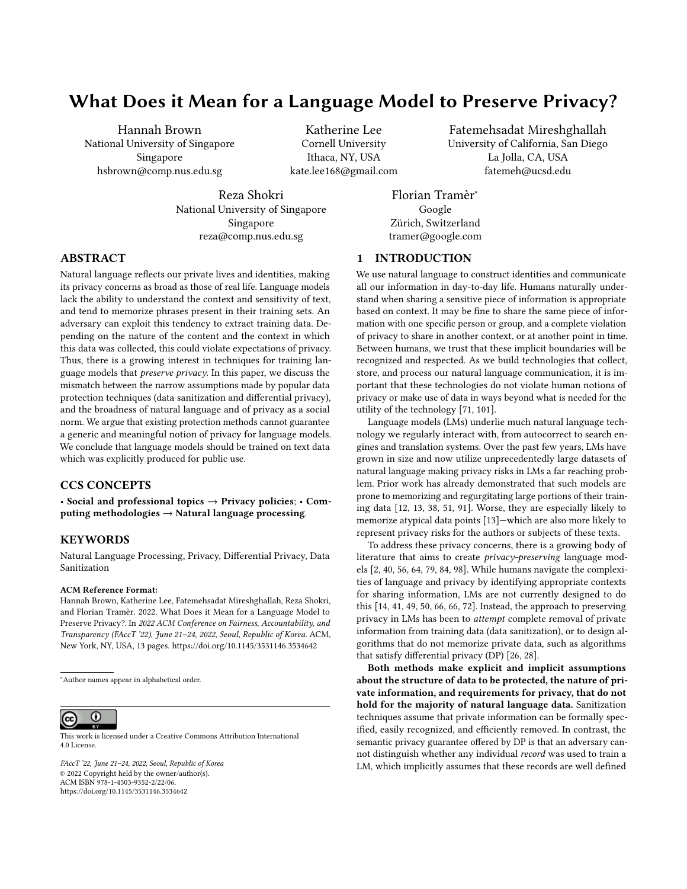# What Does it Mean for a Language Model to Preserve Privacy?

Hannah Brown
National University of Singapore
Singapore
hsbrown@comp.nus.edu.sg

Katherine Lee
Cornell University
Ithaca, NY, USA
kate.lee168@gmail.com

Fatemehsadat Mireshghallah
University of California, San Diego
La Jolla, CA, USA
fatemeh@ucsd.edu

Reza Shokri
National University of Singapore
Singapore
reza@comp.nus.edu.sg

Florian Tramèr*
Google
Zürich, Switzerland
tramer@google.com

## ABSTRACT

Natural language reflects our private lives and identities, making its privacy concerns as broad as those of real life. Language models lack the ability to understand the context and sensitivity of text, and tend to memorize phrases present in their training sets. An adversary can exploit this tendency to extract training data. Depending on the nature of the content and the context in which this data was collected, this could violate expectations of privacy. Thus, there is a growing interest in techniques for training language models that *preserve privacy*. In this paper, we discuss the mismatch between the narrow assumptions made by popular data protection techniques (data sanitization and differential privacy), and the broadness of natural language and of privacy as a social norm. We argue that existing protection methods cannot guarantee a generic and meaningful notion of privacy for language models. We conclude that language models should be trained on text data which was explicitly produced for public use.

## CCS CONCEPTS

• **Social and professional topics** → **Privacy policies**; • **Computing methodologies** → **Natural language processing**.

## KEYWORDS

Natural Language Processing, Privacy, Differential Privacy, Data Sanitization

**ACM Reference Format:**
Hannah Brown, Katherine Lee, Fatemehsadat Mireshghallah, Reza Shokri, and Florian Tramèr. 2022. What Does it Mean for a Language Model to Preserve Privacy?. In *2022 ACM Conference on Fairness, Accountability, and Transparency (FAccT '22), June 21–24, 2022, Seoul, Republic of Korea.* ACM, New York, NY, USA, 13 pages. https://doi.org/10.1145/3531146.3534642

*Author names appear in alphabetical order.

This work is licensed under a Creative Commons Attribution International 4.0 License.

*FAccT '22, June 21–24, 2022, Seoul, Republic of Korea*
© 2022 Copyright held by the owner/author(s).
ACM ISBN 978-1-4503-9352-2/22/06.
https://doi.org/10.1145/3531146.3534642

## 1 INTRODUCTION

We use natural language to construct identities and communicate all our information in day-to-day life. Humans naturally understand when sharing a sensitive piece of information is appropriate based on context. It may be fine to share the same piece of information with one specific person or group, and a complete violation of privacy to share in another context, or at another point in time. Between humans, we trust that these implicit boundaries will be recognized and respected. As we build technologies that collect, store, and process our natural language communication, it is important that these technologies do not violate human notions of privacy or make use of data in ways beyond what is needed for the utility of the technology [71, 101].

Language models (LMs) underlie much natural language technology we regularly interact with, from autocorrect to search engines and translation systems. Over the past few years, LMs have grown in size and now utilize unprecedentedly large datasets of natural language making privacy risks in LMs a far reaching problem. Prior work has already demonstrated that such models are prone to memorizing and regurgitating large portions of their training data [12, 13, 38, 51, 91]. Worse, they are especially likely to memorize atypical data points [13]—which are also more likely to represent privacy risks for the authors or subjects of these texts.

To address these privacy concerns, there is a growing body of literature that aims to create *privacy-preserving* language models [2, 40, 56, 64, 79, 84, 98]. While humans navigate the complexities of language and privacy by identifying appropriate contexts for sharing information, LMs are not currently designed to do this [14, 41, 49, 50, 66, 66, 72]. Instead, the approach to preserving privacy in LMs has been to *attempt* complete removal of private information from training data (data sanitization), or to design algorithms that do not memorize private data, such as algorithms that satisfy differential privacy (DP) [26, 28].

**Both methods make explicit and implicit assumptions about the structure of data to be protected, the nature of private information, and requirements for privacy, that do not hold for the majority of natural language data.** Sanitization techniques assume that private information can be formally specified, easily recognized, and efficiently removed. In contrast, the semantic privacy guarantee offered by DP is that an adversary cannot distinguish whether any individual *record* was used to train a LM, which implicitly assumes that these records are well defined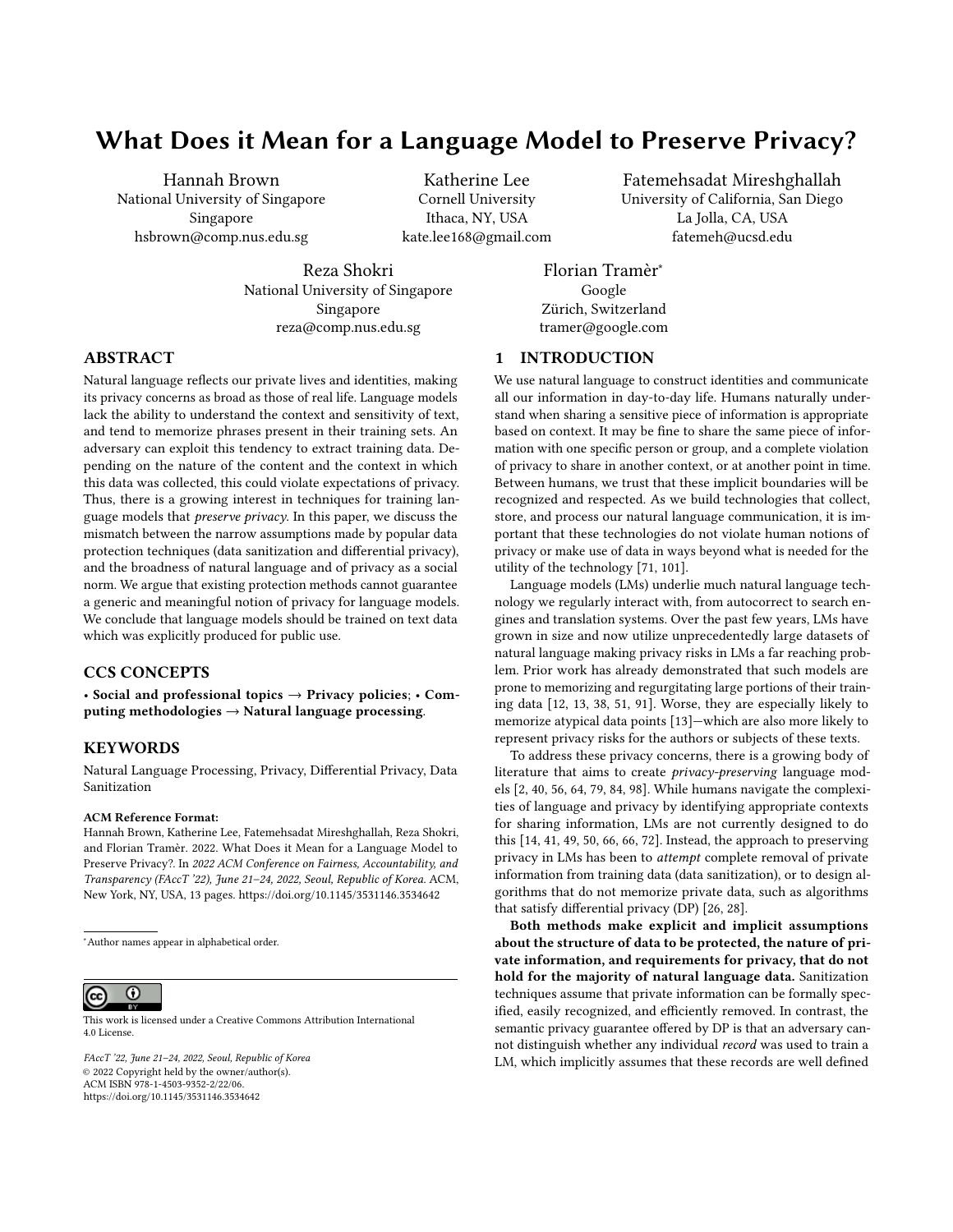# What Does it Mean for a Language Model to Preserve Privacy?

Hannah Brown
National University of Singapore
Singapore
hsbrown@comp.nus.edu.sg

Katherine Lee
Cornell University
Ithaca, NY, USA
kate.lee168@gmail.com

Fatemehsadat Mireshghallah
University of California, San Diego
La Jolla, CA, USA
fatemeh@ucsd.edu

Reza Shokri
National University of Singapore
Singapore
reza@comp.nus.edu.sg

Florian Tramèr*
Google
Zürich, Switzerland
tramer@google.com

## ABSTRACT

Natural language reflects our private lives and identities, making its privacy concerns as broad as those of real life. Language models lack the ability to understand the context and sensitivity of text, and tend to memorize phrases present in their training sets. An adversary can exploit this tendency to extract training data. Depending on the nature of the content and the context in which this data was collected, this could violate expectations of privacy. Thus, there is a growing interest in techniques for training language models that *preserve privacy*. In this paper, we discuss the mismatch between the narrow assumptions made by popular data protection techniques (data sanitization and differential privacy), and the broadness of natural language and of privacy as a social norm. We argue that existing protection methods cannot guarantee a generic and meaningful notion of privacy for language models. We conclude that language models should be trained on text data which was explicitly produced for public use.

## CCS CONCEPTS

• **Social and professional topics** → **Privacy policies**; • **Computing methodologies** → **Natural language processing**.

## KEYWORDS

Natural Language Processing, Privacy, Differential Privacy, Data Sanitization

**ACM Reference Format:**
Hannah Brown, Katherine Lee, Fatemehsadat Mireshghallah, Reza Shokri, and Florian Tramèr. 2022. What Does it Mean for a Language Model to Preserve Privacy?. In *2022 ACM Conference on Fairness, Accountability, and Transparency (FAccT '22), June 21–24, 2022, Seoul, Republic of Korea.* ACM, New York, NY, USA, 13 pages. https://doi.org/10.1145/3531146.3534642

*Author names appear in alphabetical order.

This work is licensed under a Creative Commons Attribution International 4.0 License.

*FAccT '22, June 21–24, 2022, Seoul, Republic of Korea*
© 2022 Copyright held by the owner/author(s).
ACM ISBN 978-1-4503-9352-2/22/06.
https://doi.org/10.1145/3531146.3534642

## 1 INTRODUCTION

We use natural language to construct identities and communicate all our information in day-to-day life. Humans naturally understand when sharing a sensitive piece of information is appropriate based on context. It may be fine to share the same piece of information with one specific person or group, and a complete violation of privacy to share in another context, or at another point in time. Between humans, we trust that these implicit boundaries will be recognized and respected. As we build technologies that collect, store, and process our natural language communication, it is important that these technologies do not violate human notions of privacy or make use of data in ways beyond what is needed for the utility of the technology [71, 101].

Language models (LMs) underlie much natural language technology we regularly interact with, from autocorrect to search engines and translation systems. Over the past few years, LMs have grown in size and now utilize unprecedentedly large datasets of natural language making privacy risks in LMs a far reaching problem. Prior work has already demonstrated that such models are prone to memorizing and regurgitating large portions of their training data [12, 13, 38, 51, 91]. Worse, they are especially likely to memorize atypical data points [13]—which are also more likely to represent privacy risks for the authors or subjects of these texts.

To address these privacy concerns, there is a growing body of literature that aims to create *privacy-preserving* language models [2, 40, 56, 64, 79, 84, 98]. While humans navigate the complexities of language and privacy by identifying appropriate contexts for sharing information, LMs are not currently designed to do this [14, 41, 49, 50, 66, 66, 72]. Instead, the approach to preserving privacy in LMs has been to *attempt* complete removal of private information from training data (data sanitization), or to design algorithms that do not memorize private data, such as algorithms that satisfy differential privacy (DP) [26, 28].

**Both methods make explicit and implicit assumptions about the structure of data to be protected, the nature of private information, and requirements for privacy, that do not hold for the majority of natural language data.** Sanitization techniques assume that private information can be formally specified, easily recognized, and efficiently removed. In contrast, the semantic privacy guarantee offered by DP is that an adversary cannot distinguish whether any individual *record* was used to train a LM, which implicitly assumes that these records are well defined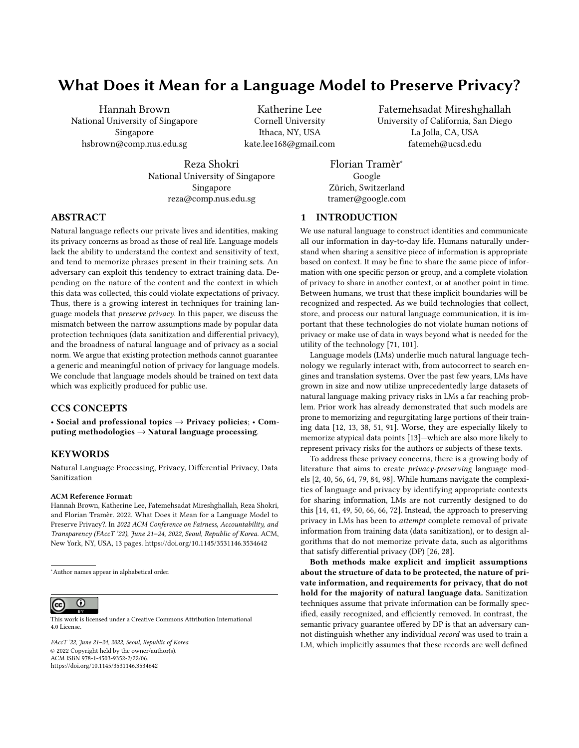# What Does it Mean for a Language Model to Preserve Privacy?

Hannah Brown
National University of Singapore
Singapore
hsbrown@comp.nus.edu.sg

Katherine Lee
Cornell University
Ithaca, NY, USA
kate.lee168@gmail.com

Fatemehsadat Mireshghallah
University of California, San Diego
La Jolla, CA, USA
fatemeh@ucsd.edu

Reza Shokri
National University of Singapore
Singapore
reza@comp.nus.edu.sg

Florian Tramèr*
Google
Zürich, Switzerland
tramer@google.com

## ABSTRACT

Natural language reflects our private lives and identities, making its privacy concerns as broad as those of real life. Language models lack the ability to understand the context and sensitivity of text, and tend to memorize phrases present in their training sets. An adversary can exploit this tendency to extract training data. Depending on the nature of the content and the context in which this data was collected, this could violate expectations of privacy. Thus, there is a growing interest in techniques for training language models that *preserve privacy*. In this paper, we discuss the mismatch between the narrow assumptions made by popular data protection techniques (data sanitization and differential privacy), and the broadness of natural language and of privacy as a social norm. We argue that existing protection methods cannot guarantee a generic and meaningful notion of privacy for language models. We conclude that language models should be trained on text data which was explicitly produced for public use.

## CCS CONCEPTS

• **Social and professional topics → Privacy policies**; • **Computing methodologies → Natural language processing**.

## KEYWORDS

Natural Language Processing, Privacy, Differential Privacy, Data Sanitization

**ACM Reference Format:**
Hannah Brown, Katherine Lee, Fatemehsadat Mireshghallah, Reza Shokri, and Florian Tramèr. 2022. What Does it Mean for a Language Model to Preserve Privacy?. In *2022 ACM Conference on Fairness, Accountability, and Transparency (FAccT '22), June 21–24, 2022, Seoul, Republic of Korea.* ACM, New York, NY, USA, 13 pages. https://doi.org/10.1145/3531146.3534642

*Author names appear in alphabetical order.

This work is licensed under a Creative Commons Attribution International 4.0 License.

*FAccT '22, June 21–24, 2022, Seoul, Republic of Korea*
© 2022 Copyright held by the owner/author(s).
ACM ISBN 978-1-4503-9352-2/22/06.
https://doi.org/10.1145/3531146.3534642

## 1 INTRODUCTION

We use natural language to construct identities and communicate all our information in day-to-day life. Humans naturally understand when sharing a sensitive piece of information is appropriate based on context. It may be fine to share the same piece of information with one specific person or group, and a complete violation of privacy to share in another context, or at another point in time. Between humans, we trust that these implicit boundaries will be recognized and respected. As we build technologies that collect, store, and process our natural language communication, it is important that these technologies do not violate human notions of privacy or make use of data in ways beyond what is needed for the utility of the technology [71, 101].

Language models (LMs) underlie much natural language technology we regularly interact with, from autocorrect to search engines and translation systems. Over the past few years, LMs have grown in size and now utilize unprecedentedly large datasets of natural language making privacy risks in LMs a far reaching problem. Prior work has already demonstrated that such models are prone to memorizing and regurgitating large portions of their training data [12, 13, 38, 51, 91]. Worse, they are especially likely to memorize atypical data points [13]—which are also more likely to represent privacy risks for the authors or subjects of these texts.

To address these privacy concerns, there is a growing body of literature that aims to create *privacy-preserving* language models [2, 40, 56, 64, 79, 84, 98]. While humans navigate the complexities of language and privacy by identifying appropriate contexts for sharing information, LMs are not currently designed to do this [14, 41, 49, 50, 66, 66, 72]. Instead, the approach to preserving privacy in LMs has been to *attempt* complete removal of private information from training data (data sanitization), or to design algorithms that do not memorize private data, such as algorithms that satisfy differential privacy (DP) [26, 28].

**Both methods make explicit and implicit assumptions about the structure of data to be protected, the nature of private information, and requirements for privacy, that do not hold for the majority of natural language data.** Sanitization techniques assume that private information can be formally specified, easily recognized, and efficiently removed. In contrast, the semantic privacy guarantee offered by DP is that an adversary cannot distinguish whether any individual *record* was used to train a LM, which implicitly assumes that these records are well defined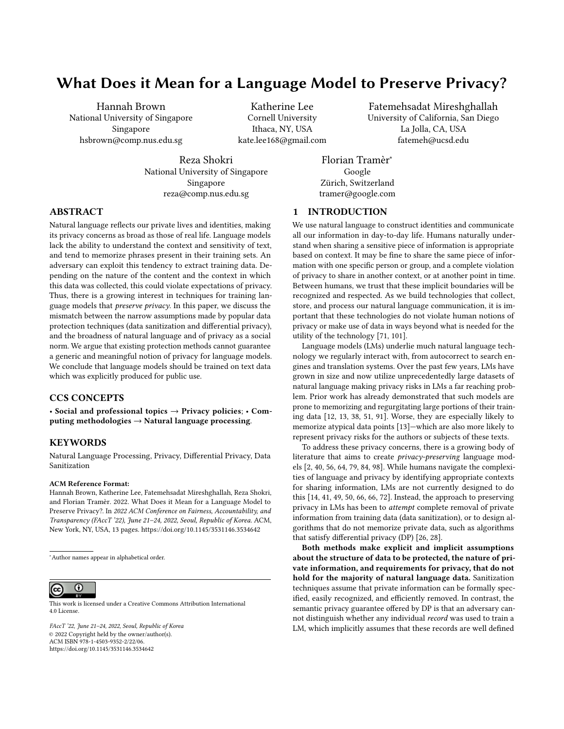# What Does it Mean for a Language Model to Preserve Privacy?

Hannah Brown
National University of Singapore
Singapore
hsbrown@comp.nus.edu.sg

Katherine Lee
Cornell University
Ithaca, NY, USA
kate.lee168@gmail.com

Fatemehsadat Mireshghallah
University of California, San Diego
La Jolla, CA, USA
fatemeh@ucsd.edu

Reza Shokri
National University of Singapore
Singapore
reza@comp.nus.edu.sg

Florian Tramèr*
Google
Zürich, Switzerland
tramer@google.com

## ABSTRACT

Natural language reflects our private lives and identities, making its privacy concerns as broad as those of real life. Language models lack the ability to understand the context and sensitivity of text, and tend to memorize phrases present in their training sets. An adversary can exploit this tendency to extract training data. Depending on the nature of the content and the context in which this data was collected, this could violate expectations of privacy. Thus, there is a growing interest in techniques for training language models that *preserve privacy*. In this paper, we discuss the mismatch between the narrow assumptions made by popular data protection techniques (data sanitization and differential privacy), and the broadness of natural language and of privacy as a social norm. We argue that existing protection methods cannot guarantee a generic and meaningful notion of privacy for language models. We conclude that language models should be trained on text data which was explicitly produced for public use.

## CCS CONCEPTS

• **Social and professional topics** → **Privacy policies**; • **Computing methodologies** → **Natural language processing**.

## KEYWORDS

Natural Language Processing, Privacy, Differential Privacy, Data Sanitization

**ACM Reference Format:**
Hannah Brown, Katherine Lee, Fatemehsadat Mireshghallah, Reza Shokri, and Florian Tramèr. 2022. What Does it Mean for a Language Model to Preserve Privacy?. In *2022 ACM Conference on Fairness, Accountability, and Transparency (FAccT '22), June 21–24, 2022, Seoul, Republic of Korea*. ACM, New York, NY, USA, 13 pages. https://doi.org/10.1145/3531146.3534642

*Author names appear in alphabetical order.

This work is licensed under a Creative Commons Attribution International 4.0 License.

*FAccT '22, June 21–24, 2022, Seoul, Republic of Korea*
© 2022 Copyright held by the owner/author(s).
ACM ISBN 978-1-4503-9352-2/22/06.
https://doi.org/10.1145/3531146.3534642

## 1 INTRODUCTION

We use natural language to construct identities and communicate all our information in day-to-day life. Humans naturally understand when sharing a sensitive piece of information is appropriate based on context. It may be fine to share the same piece of information with one specific person or group, and a complete violation of privacy to share in another context, or at another point in time. Between humans, we trust that these implicit boundaries will be recognized and respected. As we build technologies that collect, store, and process our natural language communication, it is important that these technologies do not violate human notions of privacy or make use of data in ways beyond what is needed for the utility of the technology [71, 101].

Language models (LMs) underlie much natural language technology we regularly interact with, from autocorrect to search engines and translation systems. Over the past few years, LMs have grown in size and now utilize unprecedentedly large datasets of natural language making privacy risks in LMs a far reaching problem. Prior work has already demonstrated that such models are prone to memorizing and regurgitating large portions of their training data [12, 13, 38, 51, 91]. Worse, they are especially likely to memorize atypical data points [13]—which are also more likely to represent privacy risks for the authors or subjects of these texts.

To address these privacy concerns, there is a growing body of literature that aims to create *privacy-preserving* language models [2, 40, 56, 64, 79, 84, 98]. While humans navigate the complexities of language and privacy by identifying appropriate contexts for sharing information, LMs are not currently designed to do this [14, 41, 49, 50, 66, 66, 72]. Instead, the approach to preserving privacy in LMs has been to *attempt* complete removal of private information from training data (data sanitization), or to design algorithms that do not memorize private data, such as algorithms that satisfy differential privacy (DP) [26, 28].

**Both methods make explicit and implicit assumptions about the structure of data to be protected, the nature of private information, and requirements for privacy, that do not hold for the majority of natural language data.** Sanitization techniques assume that private information can be formally specified, easily recognized, and efficiently removed. In contrast, the semantic privacy guarantee offered by DP is that an adversary cannot distinguish whether any individual *record* was used to train a LM, which implicitly assumes that these records are well defined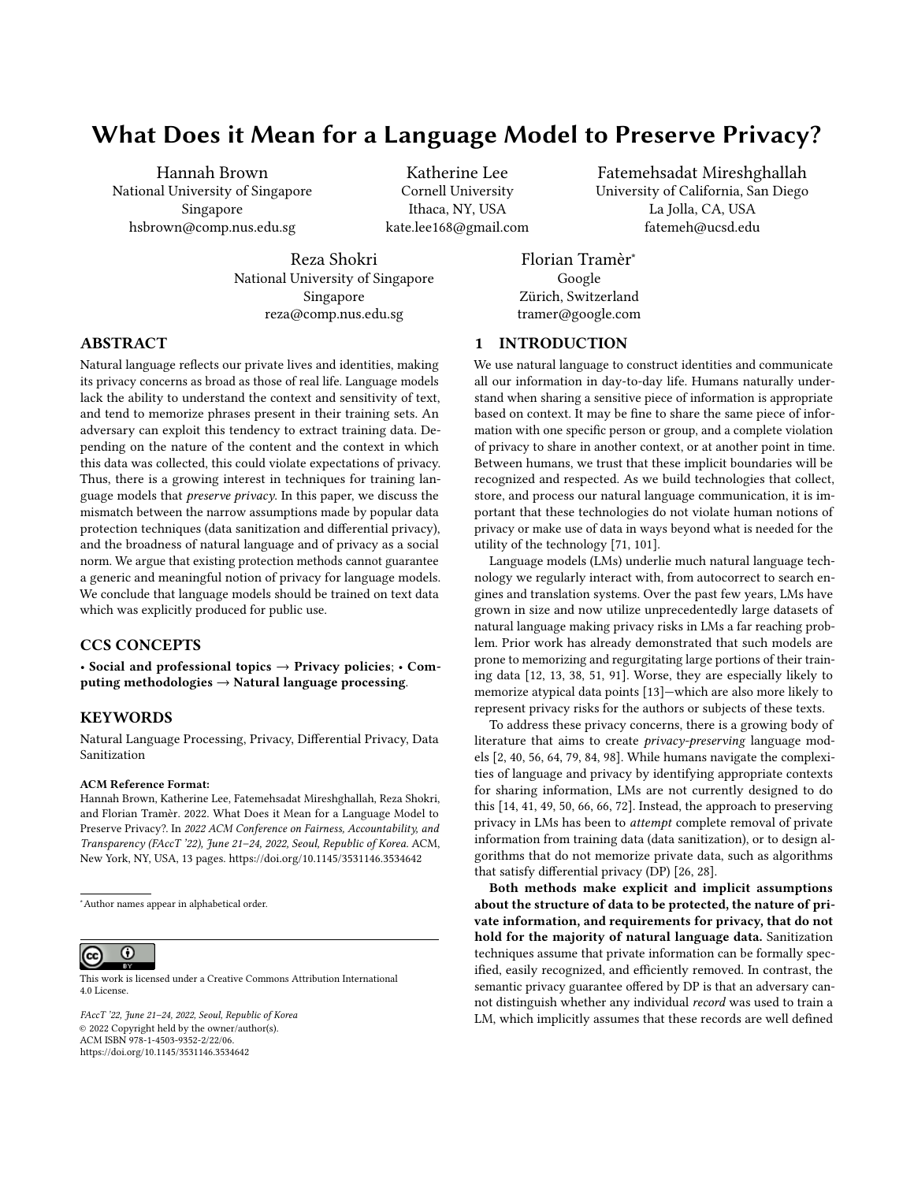# What Does it Mean for a Language Model to Preserve Privacy?

Hannah Brown
National University of Singapore
Singapore
hsbrown@comp.nus.edu.sg

Katherine Lee
Cornell University
Ithaca, NY, USA
kate.lee168@gmail.com

Fatemehsadat Mireshghallah
University of California, San Diego
La Jolla, CA, USA
fatemeh@ucsd.edu

Reza Shokri
National University of Singapore
Singapore
reza@comp.nus.edu.sg

Florian Tramèr*
Google
Zürich, Switzerland
tramer@google.com

## ABSTRACT

Natural language reflects our private lives and identities, making its privacy concerns as broad as those of real life. Language models lack the ability to understand the context and sensitivity of text, and tend to memorize phrases present in their training sets. An adversary can exploit this tendency to extract training data. Depending on the nature of the content and the context in which this data was collected, this could violate expectations of privacy. Thus, there is a growing interest in techniques for training language models that *preserve privacy*. In this paper, we discuss the mismatch between the narrow assumptions made by popular data protection techniques (data sanitization and differential privacy), and the broadness of natural language and of privacy as a social norm. We argue that existing protection methods cannot guarantee a generic and meaningful notion of privacy for language models. We conclude that language models should be trained on text data which was explicitly produced for public use.

## CCS CONCEPTS

• **Social and professional topics** → **Privacy policies**; • **Computing methodologies** → **Natural language processing**.

## KEYWORDS

Natural Language Processing, Privacy, Differential Privacy, Data Sanitization

**ACM Reference Format:**
Hannah Brown, Katherine Lee, Fatemehsadat Mireshghallah, Reza Shokri, and Florian Tramèr. 2022. What Does it Mean for a Language Model to Preserve Privacy?. In *2022 ACM Conference on Fairness, Accountability, and Transparency (FAccT '22), June 21–24, 2022, Seoul, Republic of Korea*. ACM, New York, NY, USA, 13 pages. https://doi.org/10.1145/3531146.3534642

*Author names appear in alphabetical order.

This work is licensed under a Creative Commons Attribution International 4.0 License.

*FAccT '22, June 21–24, 2022, Seoul, Republic of Korea*
© 2022 Copyright held by the owner/author(s).
ACM ISBN 978-1-4503-9352-2/22/06.
https://doi.org/10.1145/3531146.3534642

## 1 INTRODUCTION

We use natural language to construct identities and communicate all our information in day-to-day life. Humans naturally understand when sharing a sensitive piece of information is appropriate based on context. It may be fine to share the same piece of information with one specific person or group, and a complete violation of privacy to share in another context, or at another point in time. Between humans, we trust that these implicit boundaries will be recognized and respected. As we build technologies that collect, store, and process our natural language communication, it is important that these technologies do not violate human notions of privacy or make use of data in ways beyond what is needed for the utility of the technology [71, 101].

Language models (LMs) underlie much natural language technology we regularly interact with, from autocorrect to search engines and translation systems. Over the past few years, LMs have grown in size and now utilize unprecedentedly large datasets of natural language making privacy risks in LMs a far reaching problem. Prior work has already demonstrated that such models are prone to memorizing and regurgitating large portions of their training data [12, 13, 38, 51, 91]. Worse, they are especially likely to memorize atypical data points [13]—which are also more likely to represent privacy risks for the authors or subjects of these texts.

To address these privacy concerns, there is a growing body of literature that aims to create *privacy-preserving* language models [2, 40, 56, 64, 79, 84, 98]. While humans navigate the complexities of language and privacy by identifying appropriate contexts for sharing information, LMs are not currently designed to do this [14, 41, 49, 50, 66, 66, 72]. Instead, the approach to preserving privacy in LMs has been to *attempt* complete removal of private information from training data (data sanitization), or to design algorithms that do not memorize private data, such as algorithms that satisfy differential privacy (DP) [26, 28].

**Both methods make explicit and implicit assumptions about the structure of data to be protected, the nature of private information, and requirements for privacy, that do not hold for the majority of natural language data.** Sanitization techniques assume that private information can be formally specified, easily recognized, and efficiently removed. In contrast, the semantic privacy guarantee offered by DP is that an adversary cannot distinguish whether any individual *record* was used to train a LM, which implicitly assumes that these records are well defined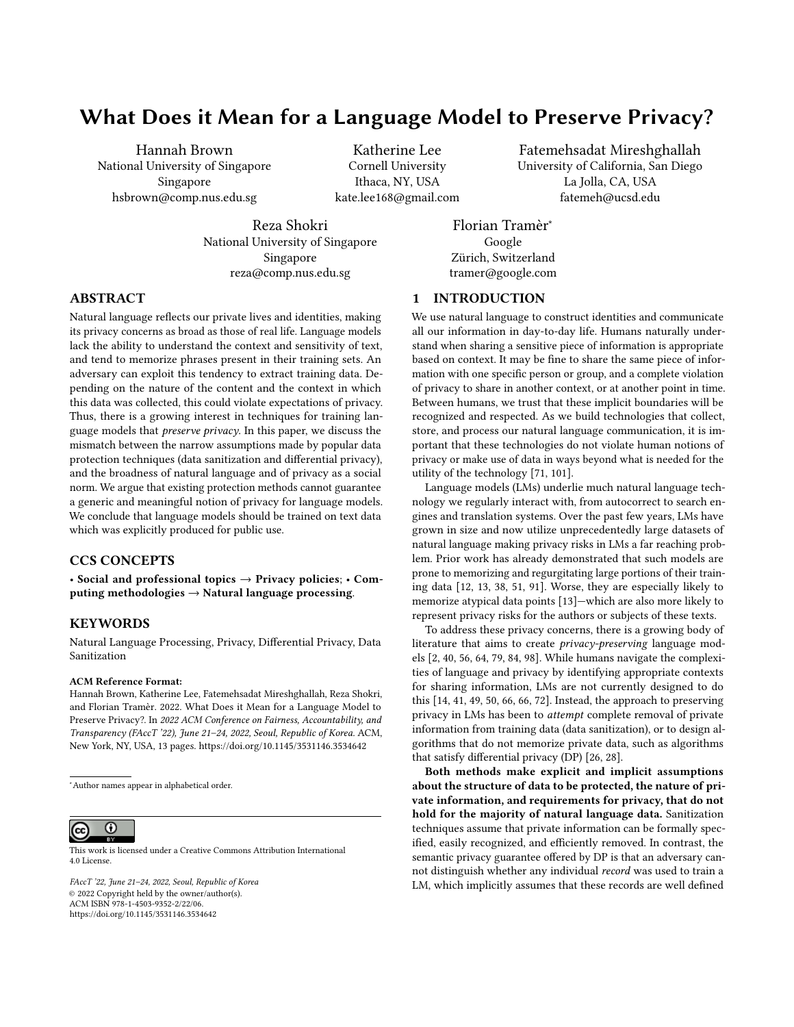# What Does it Mean for a Language Model to Preserve Privacy?

Hannah Brown
National University of Singapore
Singapore
hsbrown@comp.nus.edu.sg

Katherine Lee
Cornell University
Ithaca, NY, USA
kate.lee168@gmail.com

Fatemehsadat Mireshghallah
University of California, San Diego
La Jolla, CA, USA
fatemeh@ucsd.edu

Reza Shokri
National University of Singapore
Singapore
reza@comp.nus.edu.sg

Florian Tramèr*
Google
Zürich, Switzerland
tramer@google.com

## ABSTRACT

Natural language reflects our private lives and identities, making its privacy concerns as broad as those of real life. Language models lack the ability to understand the context and sensitivity of text, and tend to memorize phrases present in their training sets. An adversary can exploit this tendency to extract training data. Depending on the nature of the content and the context in which this data was collected, this could violate expectations of privacy. Thus, there is a growing interest in techniques for training language models that *preserve privacy*. In this paper, we discuss the mismatch between the narrow assumptions made by popular data protection techniques (data sanitization and differential privacy), and the broadness of natural language and of privacy as a social norm. We argue that existing protection methods cannot guarantee a generic and meaningful notion of privacy for language models. We conclude that language models should be trained on text data which was explicitly produced for public use.

## CCS CONCEPTS

• **Social and professional topics → Privacy policies**; • **Computing methodologies → Natural language processing**.

## KEYWORDS

Natural Language Processing, Privacy, Differential Privacy, Data Sanitization

**ACM Reference Format:**
Hannah Brown, Katherine Lee, Fatemehsadat Mireshghallah, Reza Shokri, and Florian Tramèr. 2022. What Does it Mean for a Language Model to Preserve Privacy?. In *2022 ACM Conference on Fairness, Accountability, and Transparency (FAccT '22), June 21–24, 2022, Seoul, Republic of Korea.* ACM, New York, NY, USA, 13 pages. https://doi.org/10.1145/3531146.3534642

*Author names appear in alphabetical order.

This work is licensed under a Creative Commons Attribution International 4.0 License.

*FAccT '22, June 21–24, 2022, Seoul, Republic of Korea*
© 2022 Copyright held by the owner/author(s).
ACM ISBN 978-1-4503-9352-2/22/06.
https://doi.org/10.1145/3531146.3534642

## 1 INTRODUCTION

We use natural language to construct identities and communicate all our information in day-to-day life. Humans naturally understand when sharing a sensitive piece of information is appropriate based on context. It may be fine to share the same piece of information with one specific person or group, and a complete violation of privacy to share in another context, or at another point in time. Between humans, we trust that these implicit boundaries will be recognized and respected. As we build technologies that collect, store, and process our natural language communication, it is important that these technologies do not violate human notions of privacy or make use of data in ways beyond what is needed for the utility of the technology [71, 101].

Language models (LMs) underlie much natural language technology we regularly interact with, from autocorrect to search engines and translation systems. Over the past few years, LMs have grown in size and now utilize unprecedentedly large datasets of natural language making privacy risks in LMs a far reaching problem. Prior work has already demonstrated that such models are prone to memorizing and regurgitating large portions of their training data [12, 13, 38, 51, 91]. Worse, they are especially likely to memorize atypical data points [13]—which are also more likely to represent privacy risks for the authors or subjects of these texts.

To address these privacy concerns, there is a growing body of literature that aims to create *privacy-preserving* language models [2, 40, 56, 64, 79, 84, 98]. While humans navigate the complexities of language and privacy by identifying appropriate contexts for sharing information, LMs are not currently designed to do this [14, 41, 49, 50, 66, 66, 72]. Instead, the approach to preserving privacy in LMs has been to *attempt* complete removal of private information from training data (data sanitization), or to design algorithms that do not memorize private data, such as algorithms that satisfy differential privacy (DP) [26, 28].

**Both methods make explicit and implicit assumptions about the structure of data to be protected, the nature of private information, and requirements for privacy, that do not hold for the majority of natural language data.** Sanitization techniques assume that private information can be formally specified, easily recognized, and efficiently removed. In contrast, the semantic privacy guarantee offered by DP is that an adversary cannot distinguish whether any individual *record* was used to train a LM, which implicitly assumes that these records are well defined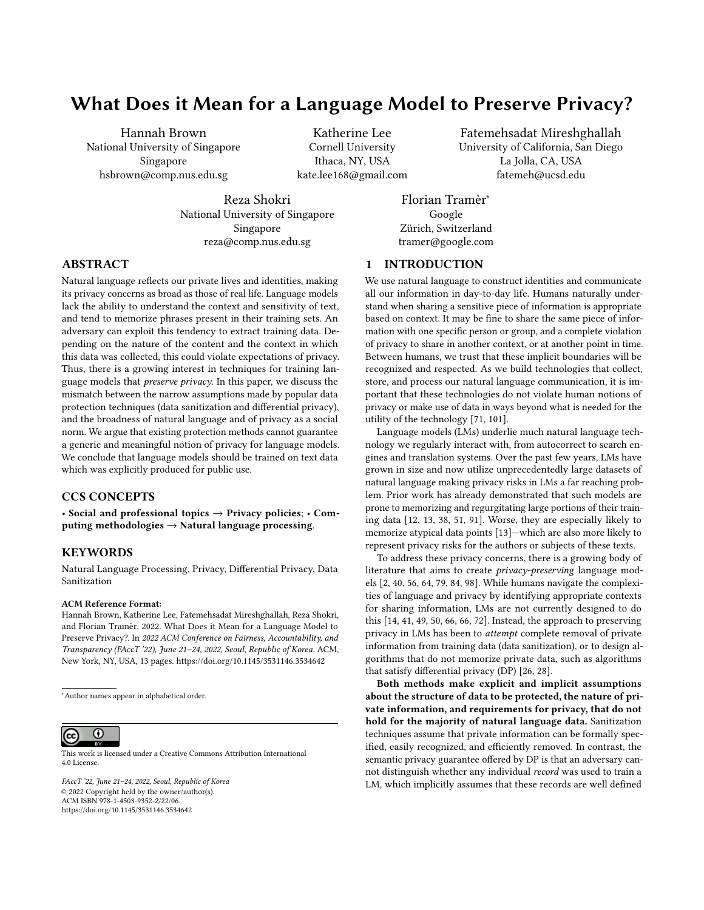# What Does it Mean for a Language Model to Preserve Privacy?

Hannah Brown
National University of Singapore
Singapore
hsbrown@comp.nus.edu.sg

Katherine Lee
Cornell University
Ithaca, NY, USA
kate.lee168@gmail.com

Fatemehsadat Mireshghallah
University of California, San Diego
La Jolla, CA, USA
fatemeh@ucsd.edu

Reza Shokri
National University of Singapore
Singapore
reza@comp.nus.edu.sg

Florian Tramèr*
Google
Zürich, Switzerland
tramer@google.com

## ABSTRACT

Natural language reflects our private lives and identities, making its privacy concerns as broad as those of real life. Language models lack the ability to understand the context and sensitivity of text, and tend to memorize phrases present in their training sets. An adversary can exploit this tendency to extract training data. Depending on the nature of the content and the context in which this data was collected, this could violate expectations of privacy. Thus, there is a growing interest in techniques for training language models that *preserve privacy*. In this paper, we discuss the mismatch between the narrow assumptions made by popular data protection techniques (data sanitization and differential privacy), and the broadness of natural language and of privacy as a social norm. We argue that existing protection methods cannot guarantee a generic and meaningful notion of privacy for language models. We conclude that language models should be trained on text data which was explicitly produced for public use.

## CCS CONCEPTS

**• Social and professional topics → Privacy policies**; **• Computing methodologies → Natural language processing**.

## KEYWORDS

Natural Language Processing, Privacy, Differential Privacy, Data Sanitization

**ACM Reference Format:**
Hannah Brown, Katherine Lee, Fatemehsadat Mireshghallah, Reza Shokri, and Florian Tramèr. 2022. What Does it Mean for a Language Model to Preserve Privacy?. In *2022 ACM Conference on Fairness, Accountability, and Transparency (FAccT '22), June 21–24, 2022, Seoul, Republic of Korea*. ACM, New York, NY, USA, 13 pages. https://doi.org/10.1145/3531146.3534642

*Author names appear in alphabetical order.

This work is licensed under a Creative Commons Attribution International 4.0 License.

*FAccT '22, June 21–24, 2022, Seoul, Republic of Korea*
© 2022 Copyright held by the owner/author(s).
ACM ISBN 978-1-4503-9352-2/22/06.
https://doi.org/10.1145/3531146.3534642

## 1 INTRODUCTION

We use natural language to construct identities and communicate all our information in day-to-day life. Humans naturally understand when sharing a sensitive piece of information is appropriate based on context. It may be fine to share the same piece of information with one specific person or group, and a complete violation of privacy to share in another context, or at another point in time. Between humans, we trust that these implicit boundaries will be recognized and respected. As we build technologies that collect, store, and process our natural language communication, it is important that these technologies do not violate human notions of privacy or make use of data in ways beyond what is needed for the utility of the technology [71, 101].

Language models (LMs) underlie much natural language technology we regularly interact with, from autocorrect to search engines and translation systems. Over the past few years, LMs have grown in size and now utilize unprecedentedly large datasets of natural language making privacy risks in LMs a far reaching problem. Prior work has already demonstrated that such models are prone to memorizing and regurgitating large portions of their training data [12, 13, 38, 51, 91]. Worse, they are especially likely to memorize atypical data points [13]—which are also more likely to represent privacy risks for the authors or subjects of these texts.

To address these privacy concerns, there is a growing body of literature that aims to create *privacy-preserving* language models [2, 40, 56, 64, 79, 84, 98]. While humans navigate the complexities of language and privacy by identifying appropriate contexts for sharing information, LMs are not currently designed to do this [14, 41, 49, 50, 66, 66, 72]. Instead, the approach to preserving privacy in LMs has been to *attempt* complete removal of private information from training data (data sanitization), or to design algorithms that do not memorize private data, such as algorithms that satisfy differential privacy (DP) [26, 28].

**Both methods make explicit and implicit assumptions about the structure of data to be protected, the nature of private information, and requirements for privacy, that do not hold for the majority of natural language data.** Sanitization techniques assume that private information can be formally specified, easily recognized, and efficiently removed. In contrast, the semantic privacy guarantee offered by DP is that an adversary cannot distinguish whether any individual *record* was used to train a LM, which implicitly assumes that these records are well defined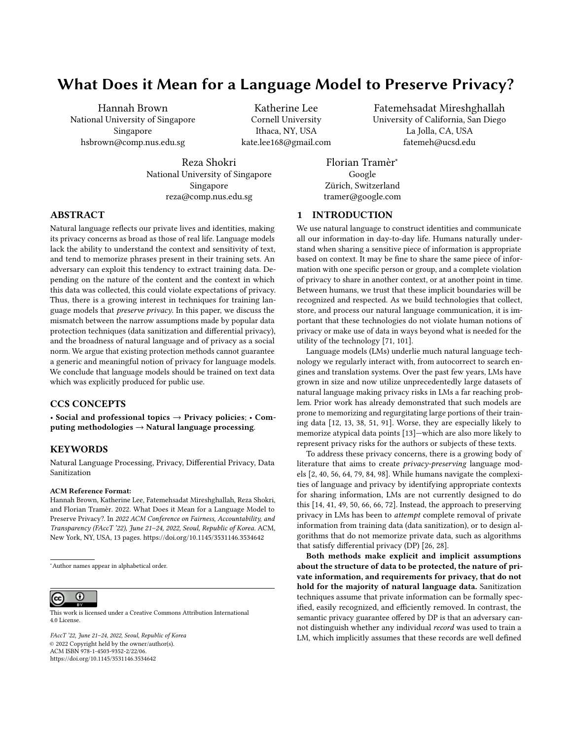# What Does it Mean for a Language Model to Preserve Privacy?

Hannah Brown
National University of Singapore
Singapore
hsbrown@comp.nus.edu.sg

Katherine Lee
Cornell University
Ithaca, NY, USA
kate.lee168@gmail.com

Fatemehsadat Mireshghallah
University of California, San Diego
La Jolla, CA, USA
fatemeh@ucsd.edu

Reza Shokri
National University of Singapore
Singapore
reza@comp.nus.edu.sg

Florian Tramèr*
Google
Zürich, Switzerland
tramer@google.com

## ABSTRACT

Natural language reflects our private lives and identities, making its privacy concerns as broad as those of real life. Language models lack the ability to understand the context and sensitivity of text, and tend to memorize phrases present in their training sets. An adversary can exploit this tendency to extract training data. Depending on the nature of the content and the context in which this data was collected, this could violate expectations of privacy. Thus, there is a growing interest in techniques for training language models that *preserve privacy*. In this paper, we discuss the mismatch between the narrow assumptions made by popular data protection techniques (data sanitization and differential privacy), and the broadness of natural language and of privacy as a social norm. We argue that existing protection methods cannot guarantee a generic and meaningful notion of privacy for language models. We conclude that language models should be trained on text data which was explicitly produced for public use.

## CCS CONCEPTS

• **Social and professional topics** → **Privacy policies**; • **Computing methodologies** → **Natural language processing**.

## KEYWORDS

Natural Language Processing, Privacy, Differential Privacy, Data Sanitization

**ACM Reference Format:**
Hannah Brown, Katherine Lee, Fatemehsadat Mireshghallah, Reza Shokri, and Florian Tramèr. 2022. What Does it Mean for a Language Model to Preserve Privacy?. In *2022 ACM Conference on Fairness, Accountability, and Transparency (FAccT '22), June 21–24, 2022, Seoul, Republic of Korea.* ACM, New York, NY, USA, 13 pages. https://doi.org/10.1145/3531146.3534642

*Author names appear in alphabetical order.

This work is licensed under a Creative Commons Attribution International 4.0 License.

*FAccT '22, June 21–24, 2022, Seoul, Republic of Korea*
© 2022 Copyright held by the owner/author(s).
ACM ISBN 978-1-4503-9352-2/22/06.
https://doi.org/10.1145/3531146.3534642

## 1 INTRODUCTION

We use natural language to construct identities and communicate all our information in day-to-day life. Humans naturally understand when sharing a sensitive piece of information is appropriate based on context. It may be fine to share the same piece of information with one specific person or group, and a complete violation of privacy to share in another context, or at another point in time. Between humans, we trust that these implicit boundaries will be recognized and respected. As we build technologies that collect, store, and process our natural language communication, it is important that these technologies do not violate human notions of privacy or make use of data in ways beyond what is needed for the utility of the technology [71, 101].

Language models (LMs) underlie much natural language technology we regularly interact with, from autocorrect to search engines and translation systems. Over the past few years, LMs have grown in size and now utilize unprecedentedly large datasets of natural language making privacy risks in LMs a far reaching problem. Prior work has already demonstrated that such models are prone to memorizing and regurgitating large portions of their training data [12, 13, 38, 51, 91]. Worse, they are especially likely to memorize atypical data points [13]—which are also more likely to represent privacy risks for the authors or subjects of these texts.

To address these privacy concerns, there is a growing body of literature that aims to create *privacy-preserving* language models [2, 40, 56, 64, 79, 84, 98]. While humans navigate the complexities of language and privacy by identifying appropriate contexts for sharing information, LMs are not currently designed to do this [14, 41, 49, 50, 66, 66, 72]. Instead, the approach to preserving privacy in LMs has been to *attempt* complete removal of private information from training data (data sanitization), or to design algorithms that do not memorize private data, such as algorithms that satisfy differential privacy (DP) [26, 28].

**Both methods make explicit and implicit assumptions about the structure of data to be protected, the nature of private information, and requirements for privacy, that do not hold for the majority of natural language data.** Sanitization techniques assume that private information can be formally specified, easily recognized, and efficiently removed. In contrast, the semantic privacy guarantee offered by DP is that an adversary cannot distinguish whether any individual *record* was used to train a LM, which implicitly assumes that these records are well defined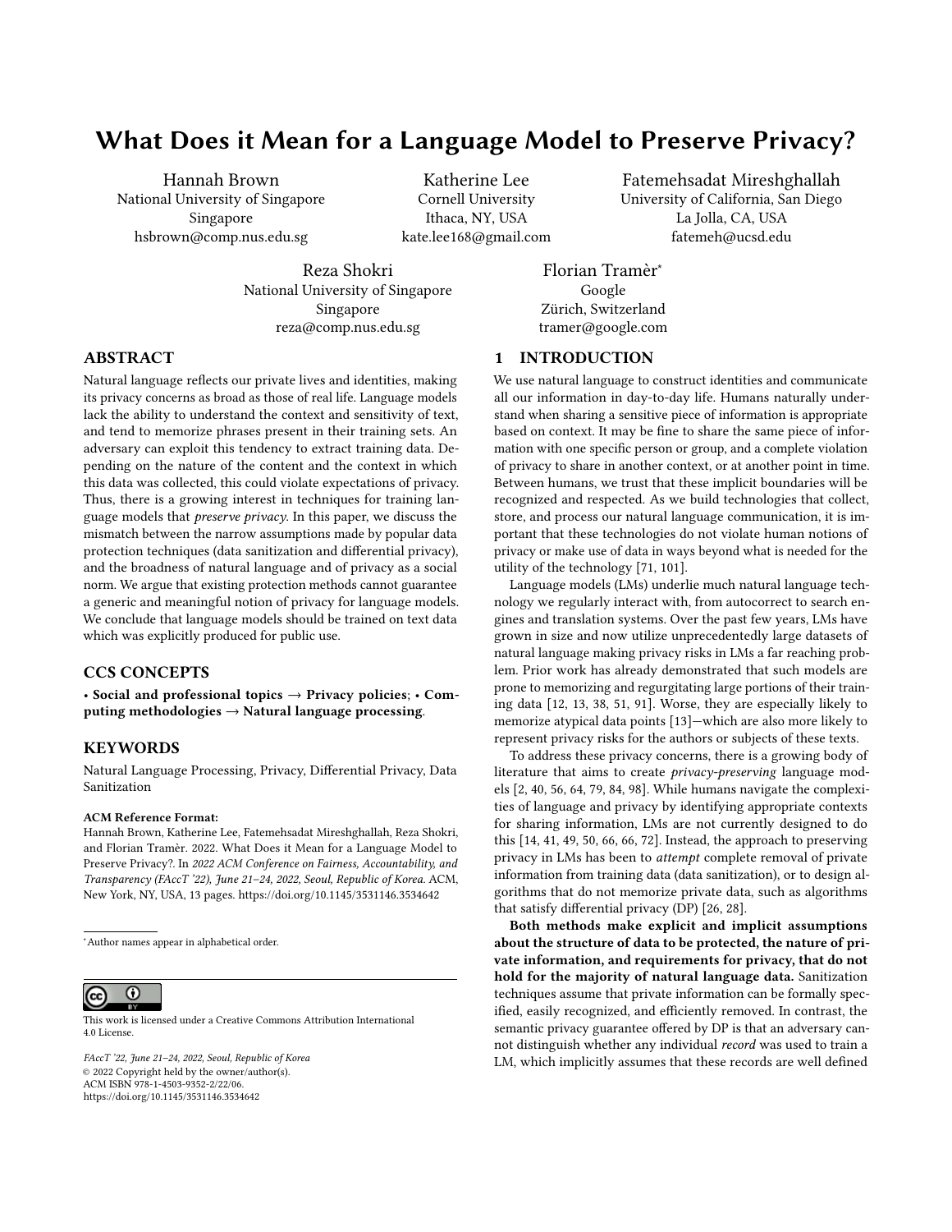# What Does it Mean for a Language Model to Preserve Privacy?

Hannah Brown
National University of Singapore
Singapore
hsbrown@comp.nus.edu.sg

Katherine Lee
Cornell University
Ithaca, NY, USA
kate.lee168@gmail.com

Fatemehsadat Mireshghallah
University of California, San Diego
La Jolla, CA, USA
fatemeh@ucsd.edu

Reza Shokri
National University of Singapore
Singapore
reza@comp.nus.edu.sg

Florian Tramèr*
Google
Zürich, Switzerland
tramer@google.com

## ABSTRACT

Natural language reflects our private lives and identities, making its privacy concerns as broad as those of real life. Language models lack the ability to understand the context and sensitivity of text, and tend to memorize phrases present in their training sets. An adversary can exploit this tendency to extract training data. Depending on the nature of the content and the context in which this data was collected, this could violate expectations of privacy. Thus, there is a growing interest in techniques for training language models that *preserve privacy*. In this paper, we discuss the mismatch between the narrow assumptions made by popular data protection techniques (data sanitization and differential privacy), and the broadness of natural language and of privacy as a social norm. We argue that existing protection methods cannot guarantee a generic and meaningful notion of privacy for language models. We conclude that language models should be trained on text data which was explicitly produced for public use.

## CCS CONCEPTS

• **Social and professional topics** → **Privacy policies**; • **Computing methodologies** → **Natural language processing**.

## KEYWORDS

Natural Language Processing, Privacy, Differential Privacy, Data Sanitization

**ACM Reference Format:**
Hannah Brown, Katherine Lee, Fatemehsadat Mireshghallah, Reza Shokri, and Florian Tramèr. 2022. What Does it Mean for a Language Model to Preserve Privacy?. In *2022 ACM Conference on Fairness, Accountability, and Transparency (FAccT '22), June 21–24, 2022, Seoul, Republic of Korea*. ACM, New York, NY, USA, 13 pages. https://doi.org/10.1145/3531146.3534642

*Author names appear in alphabetical order.

This work is licensed under a Creative Commons Attribution International 4.0 License.

*FAccT '22, June 21–24, 2022, Seoul, Republic of Korea*
© 2022 Copyright held by the owner/author(s).
ACM ISBN 978-1-4503-9352-2/22/06.
https://doi.org/10.1145/3531146.3534642

## 1 INTRODUCTION

We use natural language to construct identities and communicate all our information in day-to-day life. Humans naturally understand when sharing a sensitive piece of information is appropriate based on context. It may be fine to share the same piece of information with one specific person or group, and a complete violation of privacy to share in another context, or at another point in time. Between humans, we trust that these implicit boundaries will be recognized and respected. As we build technologies that collect, store, and process our natural language communication, it is important that these technologies do not violate human notions of privacy or make use of data in ways beyond what is needed for the utility of the technology [71, 101].

Language models (LMs) underlie much natural language technology we regularly interact with, from autocorrect to search engines and translation systems. Over the past few years, LMs have grown in size and now utilize unprecedentedly large datasets of natural language making privacy risks in LMs a far reaching problem. Prior work has already demonstrated that such models are prone to memorizing and regurgitating large portions of their training data [12, 13, 38, 51, 91]. Worse, they are especially likely to memorize atypical data points [13]—which are also more likely to represent privacy risks for the authors or subjects of these texts.

To address these privacy concerns, there is a growing body of literature that aims to create *privacy-preserving* language models [2, 40, 56, 64, 79, 84, 98]. While humans navigate the complexities of language and privacy by identifying appropriate contexts for sharing information, LMs are not currently designed to do this [14, 41, 49, 50, 66, 66, 72]. Instead, the approach to preserving privacy in LMs has been to *attempt* complete removal of private information from training data (data sanitization), or to design algorithms that do not memorize private data, such as algorithms that satisfy differential privacy (DP) [26, 28].

**Both methods make explicit and implicit assumptions about the structure of data to be protected, the nature of private information, and requirements for privacy, that do not hold for the majority of natural language data.** Sanitization techniques assume that private information can be formally specified, easily recognized, and efficiently removed. In contrast, the semantic privacy guarantee offered by DP is that an adversary cannot distinguish whether any individual *record* was used to train a LM, which implicitly assumes that these records are well defined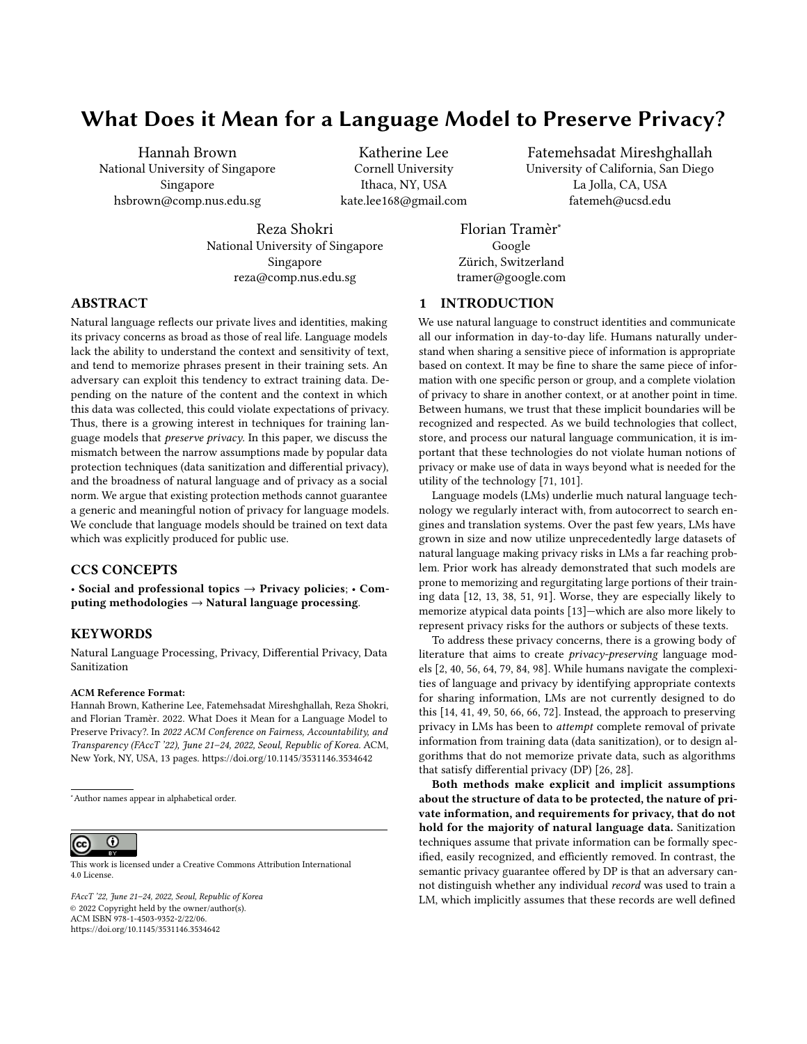# What Does it Mean for a Language Model to Preserve Privacy?

Hannah Brown
National University of Singapore
Singapore
hsbrown@comp.nus.edu.sg

Katherine Lee
Cornell University
Ithaca, NY, USA
kate.lee168@gmail.com

Fatemehsadat Mireshghallah
University of California, San Diego
La Jolla, CA, USA
fatemeh@ucsd.edu

Reza Shokri
National University of Singapore
Singapore
reza@comp.nus.edu.sg

Florian Tramèr*
Google
Zürich, Switzerland
tramer@google.com

## ABSTRACT

Natural language reflects our private lives and identities, making its privacy concerns as broad as those of real life. Language models lack the ability to understand the context and sensitivity of text, and tend to memorize phrases present in their training sets. An adversary can exploit this tendency to extract training data. Depending on the nature of the content and the context in which this data was collected, this could violate expectations of privacy. Thus, there is a growing interest in techniques for training language models that *preserve privacy*. In this paper, we discuss the mismatch between the narrow assumptions made by popular data protection techniques (data sanitization and differential privacy), and the broadness of natural language and of privacy as a social norm. We argue that existing protection methods cannot guarantee a generic and meaningful notion of privacy for language models. We conclude that language models should be trained on text data which was explicitly produced for public use.

## CCS CONCEPTS

• **Social and professional topics** → **Privacy policies**; • **Computing methodologies** → **Natural language processing**.

## KEYWORDS

Natural Language Processing, Privacy, Differential Privacy, Data Sanitization

**ACM Reference Format:**
Hannah Brown, Katherine Lee, Fatemehsadat Mireshghallah, Reza Shokri, and Florian Tramèr. 2022. What Does it Mean for a Language Model to Preserve Privacy?. In *2022 ACM Conference on Fairness, Accountability, and Transparency (FAccT '22), June 21–24, 2022, Seoul, Republic of Korea*. ACM, New York, NY, USA, 13 pages. https://doi.org/10.1145/3531146.3534642

*Author names appear in alphabetical order.

This work is licensed under a Creative Commons Attribution International 4.0 License.

*FAccT '22, June 21–24, 2022, Seoul, Republic of Korea*
© 2022 Copyright held by the owner/author(s).
ACM ISBN 978-1-4503-9352-2/22/06.
https://doi.org/10.1145/3531146.3534642

## 1 INTRODUCTION

We use natural language to construct identities and communicate all our information in day-to-day life. Humans naturally understand when sharing a sensitive piece of information is appropriate based on context. It may be fine to share the same piece of information with one specific person or group, and a complete violation of privacy to share in another context, or at another point in time. Between humans, we trust that these implicit boundaries will be recognized and respected. As we build technologies that collect, store, and process our natural language communication, it is important that these technologies do not violate human notions of privacy or make use of data in ways beyond what is needed for the utility of the technology [71, 101].

Language models (LMs) underlie much natural language technology we regularly interact with, from autocorrect to search engines and translation systems. Over the past few years, LMs have grown in size and now utilize unprecedentedly large datasets of natural language making privacy risks in LMs a far reaching problem. Prior work has already demonstrated that such models are prone to memorizing and regurgitating large portions of their training data [12, 13, 38, 51, 91]. Worse, they are especially likely to memorize atypical data points [13]—which are also more likely to represent privacy risks for the authors or subjects of these texts.

To address these privacy concerns, there is a growing body of literature that aims to create *privacy-preserving* language models [2, 40, 56, 64, 79, 84, 98]. While humans navigate the complexities of language and privacy by identifying appropriate contexts for sharing information, LMs are not currently designed to do this [14, 41, 49, 50, 66, 66, 72]. Instead, the approach to preserving privacy in LMs has been to *attempt* complete removal of private information from training data (data sanitization), or to design algorithms that do not memorize private data, such as algorithms that satisfy differential privacy (DP) [26, 28].

**Both methods make explicit and implicit assumptions about the structure of data to be protected, the nature of private information, and requirements for privacy, that do not hold for the majority of natural language data.** Sanitization techniques assume that private information can be formally specified, easily recognized, and efficiently removed. In contrast, the semantic privacy guarantee offered by DP is that an adversary cannot distinguish whether any individual *record* was used to train a LM, which implicitly assumes that these records are well defined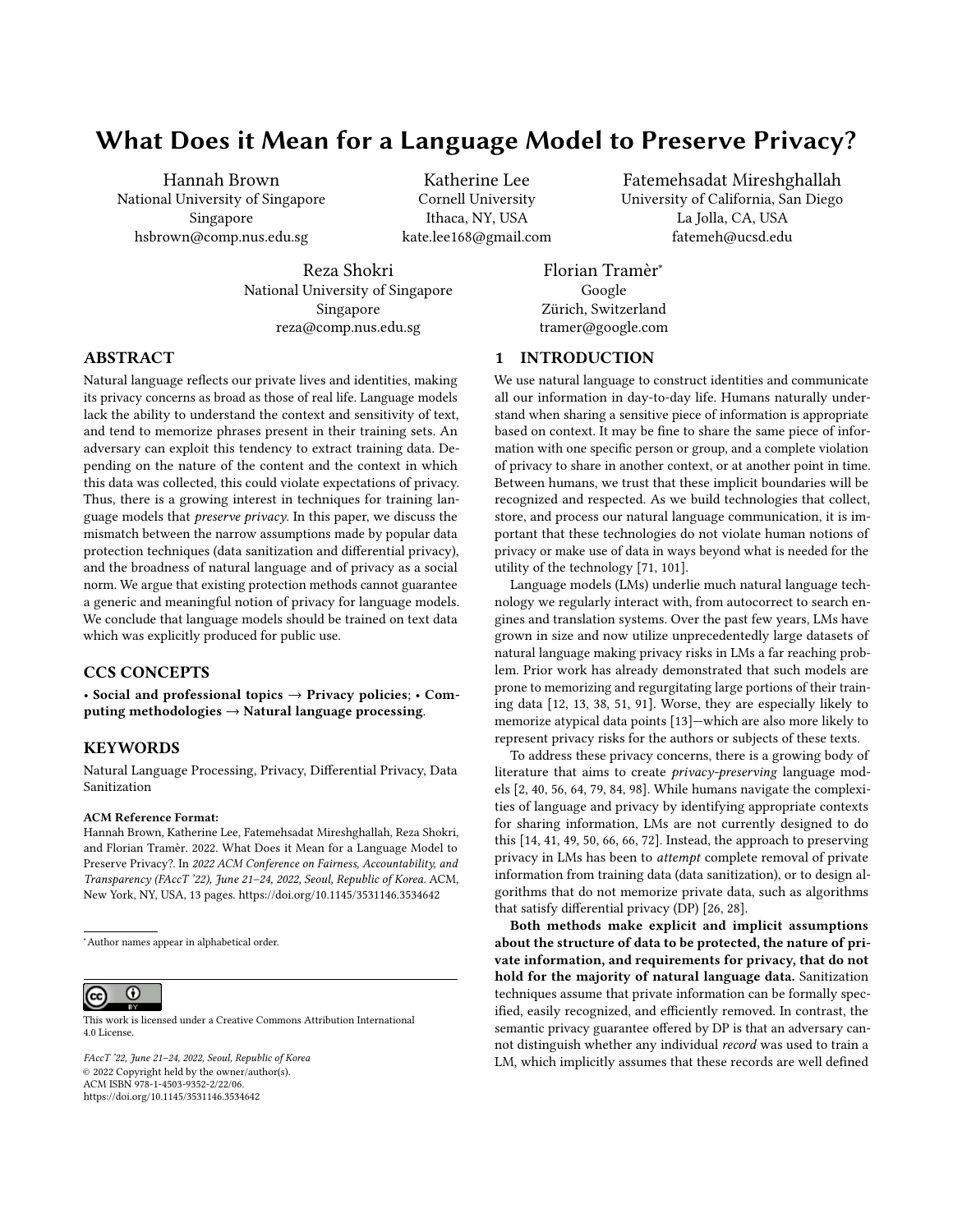# What Does it Mean for a Language Model to Preserve Privacy?

Hannah Brown
National University of Singapore
Singapore
hsbrown@comp.nus.edu.sg

Katherine Lee
Cornell University
Ithaca, NY, USA
kate.lee168@gmail.com

Fatemehsadat Mireshghallah
University of California, San Diego
La Jolla, CA, USA
fatemeh@ucsd.edu

Reza Shokri
National University of Singapore
Singapore
reza@comp.nus.edu.sg

Florian Tramèr*
Google
Zürich, Switzerland
tramer@google.com

## ABSTRACT

Natural language reflects our private lives and identities, making its privacy concerns as broad as those of real life. Language models lack the ability to understand the context and sensitivity of text, and tend to memorize phrases present in their training sets. An adversary can exploit this tendency to extract training data. Depending on the nature of the content and the context in which this data was collected, this could violate expectations of privacy. Thus, there is a growing interest in techniques for training language models that *preserve privacy*. In this paper, we discuss the mismatch between the narrow assumptions made by popular data protection techniques (data sanitization and differential privacy), and the broadness of natural language and of privacy as a social norm. We argue that existing protection methods cannot guarantee a generic and meaningful notion of privacy for language models. We conclude that language models should be trained on text data which was explicitly produced for public use.

## CCS CONCEPTS

• **Social and professional topics** → **Privacy policies**; • **Computing methodologies** → **Natural language processing**.

## KEYWORDS

Natural Language Processing, Privacy, Differential Privacy, Data Sanitization

**ACM Reference Format:**
Hannah Brown, Katherine Lee, Fatemehsadat Mireshghallah, Reza Shokri, and Florian Tramèr. 2022. What Does it Mean for a Language Model to Preserve Privacy?. In *2022 ACM Conference on Fairness, Accountability, and Transparency (FAccT '22), June 21–24, 2022, Seoul, Republic of Korea*. ACM, New York, NY, USA, 13 pages. https://doi.org/10.1145/3531146.3534642

*Author names appear in alphabetical order.

This work is licensed under a Creative Commons Attribution International 4.0 License.

*FAccT '22, June 21–24, 2022, Seoul, Republic of Korea*
© 2022 Copyright held by the owner/author(s).
ACM ISBN 978-1-4503-9352-2/22/06.
https://doi.org/10.1145/3531146.3534642

## 1 INTRODUCTION

We use natural language to construct identities and communicate all our information in day-to-day life. Humans naturally understand when sharing a sensitive piece of information is appropriate based on context. It may be fine to share the same piece of information with one specific person or group, and a complete violation of privacy to share in another context, or at another point in time. Between humans, we trust that these implicit boundaries will be recognized and respected. As we build technologies that collect, store, and process our natural language communication, it is important that these technologies do not violate human notions of privacy or make use of data in ways beyond what is needed for the utility of the technology [71, 101].

Language models (LMs) underlie much natural language technology we regularly interact with, from autocorrect to search engines and translation systems. Over the past few years, LMs have grown in size and now utilize unprecedentedly large datasets of natural language making privacy risks in LMs a far reaching problem. Prior work has already demonstrated that such models are prone to memorizing and regurgitating large portions of their training data [12, 13, 38, 51, 91]. Worse, they are especially likely to memorize atypical data points [13]—which are also more likely to represent privacy risks for the authors or subjects of these texts.

To address these privacy concerns, there is a growing body of literature that aims to create *privacy-preserving* language models [2, 40, 56, 64, 79, 84, 98]. While humans navigate the complexities of language and privacy by identifying appropriate contexts for sharing information, LMs are not currently designed to do this [14, 41, 49, 50, 66, 66, 72]. Instead, the approach to preserving privacy in LMs has been to *attempt* complete removal of private information from training data (data sanitization), or to design algorithms that do not memorize private data, such as algorithms that satisfy differential privacy (DP) [26, 28].

**Both methods make explicit and implicit assumptions about the structure of data to be protected, the nature of private information, and requirements for privacy, that do not hold for the majority of natural language data.** Sanitization techniques assume that private information can be formally specified, easily recognized, and efficiently removed. In contrast, the semantic privacy guarantee offered by DP is that an adversary cannot distinguish whether any individual *record* was used to train a LM, which implicitly assumes that these records are well defined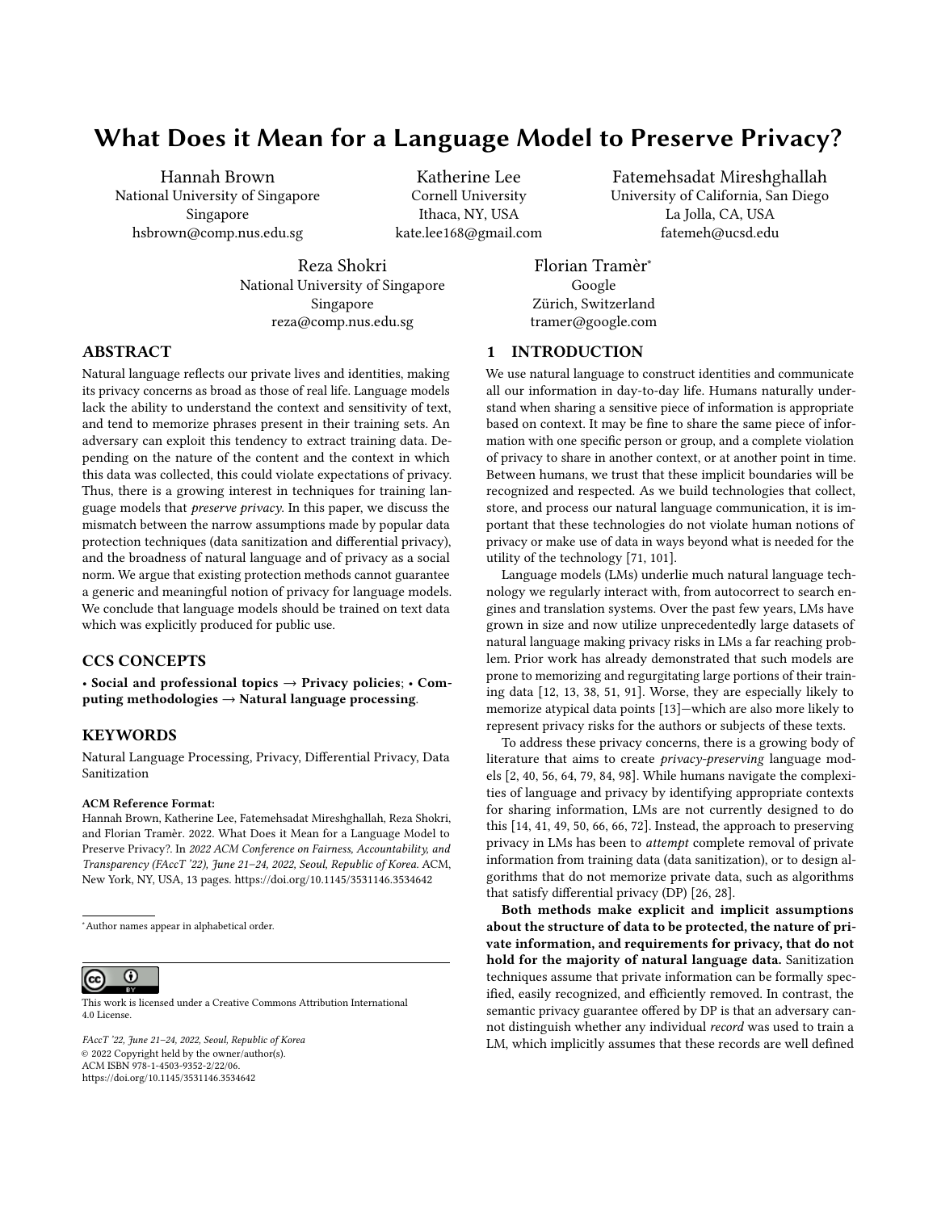# What Does it Mean for a Language Model to Preserve Privacy?

Hannah Brown
National University of Singapore
Singapore
hsbrown@comp.nus.edu.sg

Katherine Lee
Cornell University
Ithaca, NY, USA
kate.lee168@gmail.com

Fatemehsadat Mireshghallah
University of California, San Diego
La Jolla, CA, USA
fatemeh@ucsd.edu

Reza Shokri
National University of Singapore
Singapore
reza@comp.nus.edu.sg

Florian Tramèr*
Google
Zürich, Switzerland
tramer@google.com

## ABSTRACT

Natural language reflects our private lives and identities, making its privacy concerns as broad as those of real life. Language models lack the ability to understand the context and sensitivity of text, and tend to memorize phrases present in their training sets. An adversary can exploit this tendency to extract training data. Depending on the nature of the content and the context in which this data was collected, this could violate expectations of privacy. Thus, there is a growing interest in techniques for training language models that *preserve privacy*. In this paper, we discuss the mismatch between the narrow assumptions made by popular data protection techniques (data sanitization and differential privacy), and the broadness of natural language and of privacy as a social norm. We argue that existing protection methods cannot guarantee a generic and meaningful notion of privacy for language models. We conclude that language models should be trained on text data which was explicitly produced for public use.

## CCS CONCEPTS

• **Social and professional topics → Privacy policies**; • **Computing methodologies → Natural language processing**.

## KEYWORDS

Natural Language Processing, Privacy, Differential Privacy, Data Sanitization

**ACM Reference Format:**
Hannah Brown, Katherine Lee, Fatemehsadat Mireshghallah, Reza Shokri, and Florian Tramèr. 2022. What Does it Mean for a Language Model to Preserve Privacy?. In *2022 ACM Conference on Fairness, Accountability, and Transparency (FAccT '22), June 21–24, 2022, Seoul, Republic of Korea*. ACM, New York, NY, USA, 13 pages. https://doi.org/10.1145/3531146.3534642

*Author names appear in alphabetical order.

This work is licensed under a Creative Commons Attribution International 4.0 License.

*FAccT '22, June 21–24, 2022, Seoul, Republic of Korea*
© 2022 Copyright held by the owner/author(s).
ACM ISBN 978-1-4503-9352-2/22/06.
https://doi.org/10.1145/3531146.3534642

## 1 INTRODUCTION

We use natural language to construct identities and communicate all our information in day-to-day life. Humans naturally understand when sharing a sensitive piece of information is appropriate based on context. It may be fine to share the same piece of information with one specific person or group, and a complete violation of privacy to share in another context, or at another point in time. Between humans, we trust that these implicit boundaries will be recognized and respected. As we build technologies that collect, store, and process our natural language communication, it is important that these technologies do not violate human notions of privacy or make use of data in ways beyond what is needed for the utility of the technology [71, 101].

Language models (LMs) underlie much natural language technology we regularly interact with, from autocorrect to search engines and translation systems. Over the past few years, LMs have grown in size and now utilize unprecedentedly large datasets of natural language making privacy risks in LMs a far reaching problem. Prior work has already demonstrated that such models are prone to memorizing and regurgitating large portions of their training data [12, 13, 38, 51, 91]. Worse, they are especially likely to memorize atypical data points [13]—which are also more likely to represent privacy risks for the authors or subjects of these texts.

To address these privacy concerns, there is a growing body of literature that aims to create *privacy-preserving* language models [2, 40, 56, 64, 79, 84, 98]. While humans navigate the complexities of language and privacy by identifying appropriate contexts for sharing information, LMs are not currently designed to do this [14, 41, 49, 50, 66, 66, 72]. Instead, the approach to preserving privacy in LMs has been to *attempt* complete removal of private information from training data (data sanitization), or to design algorithms that do not memorize private data, such as algorithms that satisfy differential privacy (DP) [26, 28].

**Both methods make explicit and implicit assumptions about the structure of data to be protected, the nature of private information, and requirements for privacy, that do not hold for the majority of natural language data.** Sanitization techniques assume that private information can be formally specified, easily recognized, and efficiently removed. In contrast, the semantic privacy guarantee offered by DP is that an adversary cannot distinguish whether any individual *record* was used to train a LM, which implicitly assumes that these records are well defined